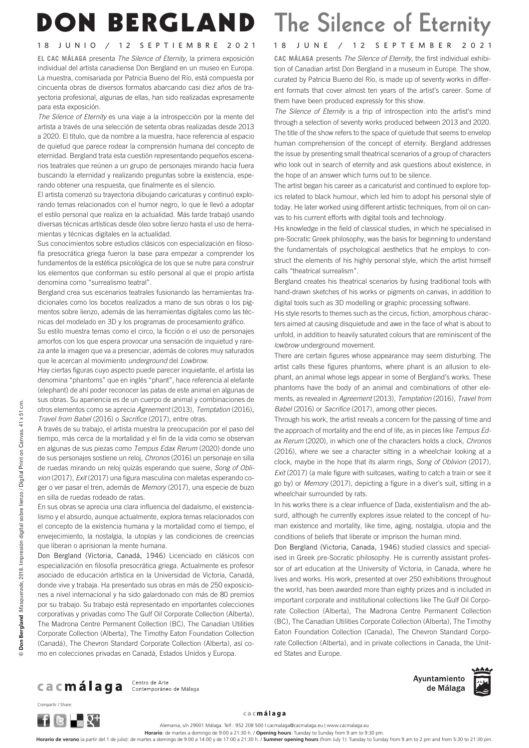// # DON BERGLAND The Silence of Eternity

## 18 JUNIO / 12 SEPTIEMBRE 2021

**EL CAC MÁLAGA** presenta *The Silence of Eternity*, la primera exposición individual del artista canadiense Don Bergland en un museo en Europa. La muestra, comisariada por Patricia Bueno del Río, está compuesta por cincuenta obras de diversos formatos abarcando casi diez años de trayectoria profesional, algunas de ellas, han sido realizadas expresamente para esta exposición.

*The Silence of Eternity* es una viaje a la introspección por la mente del artista a través de una selección de setenta obras realizadas desde 2013 a 2020. El título, que da nombre a la muestra, hace referencia al espacio de quietud que parece rodear la comprensión humana del concepto de eternidad. Bergland trata esta cuestión representando pequeños escenarios teatrales que reúnen a un grupo de personajes mirando hacia fuera buscando la eternidad y realizando preguntas sobre la existencia, esperando obtener una respuesta, que finalmente es el silencio.

El artista comenzó su trayectoria dibujando caricaturas y continuó explorando temas relacionados con el humor negro, lo que le llevó a adoptar el estilo personal que realiza en la actualidad. Más tarde trabajó usando diversas técnicas artísticas desde óleo sobre lienzo hasta el uso de herramientas y técnicas digitales en la actualidad.

Sus conocimientos sobre estudios clásicos con especialización en filosofía griega presocrática fueron la base para empezar a comprender los fundamentos de la estética psicológica de los que se nutre para construir los elementos que conforman su estilo personal al que el propio artista denomina como "surrealismo teatral".

Bergland crea sus escenarios teatrales fusionando las herramientas tradicionales como los bocetos realizados a mano de sus obras o los pigmentos sobre lienzo, además de las herramientas digitales como las técnicas del modelado en 3D y los programas de procesamiento gráfico.

Su estilo muestra temas como el circo, la ficción o el uso de personajes amorfos con los que espera provocar una sensación de inquietud y rareza ante la imagen que va a presenciar, además de colores muy saturados que le acercan al movimiento *underground* del *Lowbrow*.

Hay ciertas figuras cuyo aspecto puede parecer inquietante, el artista las denomina "phantoms" que en inglés "phant", hace referencia al elefante (elephant) de ahí poder reconocer las patas de este animal en algunas de sus obras. Su apariencia es de un cuerpo de animal y combinaciones de otros elementos como se aprecia *Agreement* (2013), *Temptation* (2016), *Travel from Babel* (2016) o *Sacrifice* (2017), entre otras.

A través de su trabajo, el artista muestra la preocupación por el paso del tiempo, más cerca de la mortalidad y el fin de la vida como se observan en algunas de sus piezas como *Tempus Edax Rerum* (2020) donde uno de sus personajes sostiene un reloj, *Chronos* (2016) un personaje en silla de ruedas mirando un reloj quizás esperando que suene, *Song of Oblivion* (2017), *Exit* (2017) una figura masculina con maletas esperando coger o ver pasar el tren, además de *Memory* (2017), una especie de buzo en silla de ruedas rodeado de ratas.

En sus obras se aprecia una clara influencia del dadaísmo, el existencialismo y el absurdo, aunque actualmente, explora temas relacionados con el concepto de la existencia humana y la mortalidad como el tiempo, el envejecimiento, la nostalgia, la utopías y las condiciones de creencias que liberan o aprisionan la mente humana.

Don Bergland (Victoria, Canadá, 1946) Licenciado en clásicos con especialización en filosofía presocrática griega. Actualmente es profesor asociado de educación artística en la Universidad de Victoria, Canadá, donde vive y trabaja. Ha presentado sus obras en más de 250 exposiciones a nivel internacional y ha sido galardonado con más de 80 premios por su trabajo. Su trabajo está representado en importantes colecciones corporativas y privadas como The Gulf Oil Corporate Collection (Alberta), The Madrona Centre Permanent Collection (BC), The Canadian Utilities Corporate Collection (Alberta), The Timothy Eaton Foundation Collection (Canadá), The Chevron Standard Corporate Collection (Alberta), así como en colecciones privadas en Canadá, Estados Unidos y Europa.

## 18 JUNE / 12 SEPTEMBER 2021

**CAC MÁLAGA** presents *The Silence of Eternity*, the first individual exhibition of Canadian artist Don Bergland in a museum in Europe. The show, curated by Patricia Bueno del Río, is made up of seventy works in different formats that cover almost ten years of the artist's career. Some of them have been produced expressly for this show.

*The Silence of Eternity* is a trip of introspection into the artist's mind through a selection of seventy works produced between 2013 and 2020. The title of the show refers to the space of quietude that seems to envelop human comprehension of the concept of eternity. Bergland addresses the issue by presenting small theatrical scenarios of a group of characters who look out in search of eternity and ask questions about existence, in the hope of an answer which turns out to be silence.

The artist began his career as a caricaturist and continued to explore topics related to black humour, which led him to adopt his personal style of today. He later worked using different artistic techniques, from oil on canvas to his current efforts with digital tools and technology.

His knowledge in the field of classical studies, in which he specialised in pre-Socratic Greek philosophy, was the basis for beginning to understand the fundamentals of psychological aesthetics that he employs to construct the elements of his highly personal style, which the artist himself calls "theatrical surrealism".

Bergland creates his theatrical scenarios by fusing traditional tools with hand-drawn sketches of his works or pigments on canvas, in addition to digital tools such as 3D modelling or graphic processing software.

His style resorts to themes such as the circus, fiction, amorphous characters aimed at causing disquietude and awe in the face of what is about to unfold, in addition to heavily saturated colours that are reminiscent of the *lowbrow* underground movement.

There are certain figures whose appearance may seem disturbing. The artist calls these figures phantoms, where phant is an allusion to elephant, an animal whose legs appear in some of Bergland's works. These phantoms have the body of an animal and combinations of other elements, as revealed in *Agreement* (2013), *Temptation* (2016), *Travel from Babel* (2016) or *Sacrifice* (2017), among other pieces.

Through his work, the artist reveals a concern for the passing of time and the approach of mortality and the end of life, as in pieces like *Tempus Edax Rerum* (2020), in which one of the characters holds a clock, *Chronos* (2016), where we see a character sitting in a wheelchair looking at a clock, maybe in the hope that its alarm rings, *Song of Oblivion* (2017), *Exit* (2017) (a male figure with suitcases, waiting to catch a train or see it go by) or *Memory* (2017), depicting a figure in a diver's suit, sitting in a wheelchair surrounded by rats.

In his works there is a clear influence of Dada, existentialism and the absurd, although he currently explores issue related to the concept of human existence and mortality, like time, aging, nostalgia, utopia and the conditions of beliefs that liberate or imprison the human mind.

Don Bergland (Victoria, Canada, 1946) studied classics and specialised in Greek pre-Socratic philosophy. He is currently assistant professor of art education at the University of Victoria, in Canada, where he lives and works. His work, presented at over 250 exhibitions throughout the world, has been awarded more than eighty prizes and is included in important corporate and institutional collections like The Gulf Oil Corporate Collection (Alberta), The Madrona Centre Permanent Collection (BC), The Canadian Utilities Corporate Collection (Alberta), The Timothy Eaton Foundation Collection (Canada), The Chevron Standard Corporate Collection (Alberta), and in private collections in Canada, the United States and Europe.

© **Don Bergland** *Masquerade*, 2018. Impresión digital sobre lienzo / Digital Print on Canvas. 41 x 51 cm.

**cacmálaga** Centro de Arte Contemporáneo de Málaga

Ayuntamiento de Málaga

Compartir / Share:

**cacmálaga**

Alemania, s/n 29001 Málaga. Telf.: 952 208 500 | cacmalaga@cacmalaga.eu | www.cacmalaga.eu

**Horario**: de martes a domingo de 9:00 a 21:30 h. / **Opening hours**: Tuesday to Sunday from 9 am to 9:30 pm.

**Horario de verano** (a partir del 1 de julio): de martes a domingo de 9:00 a 14:00 y de 17:00 a 21:30 h. / **Summer opening hours** (from July 1): Tuesday to Sunday from 9 am to 2 pm and from 5:30 to 21:30 pm.